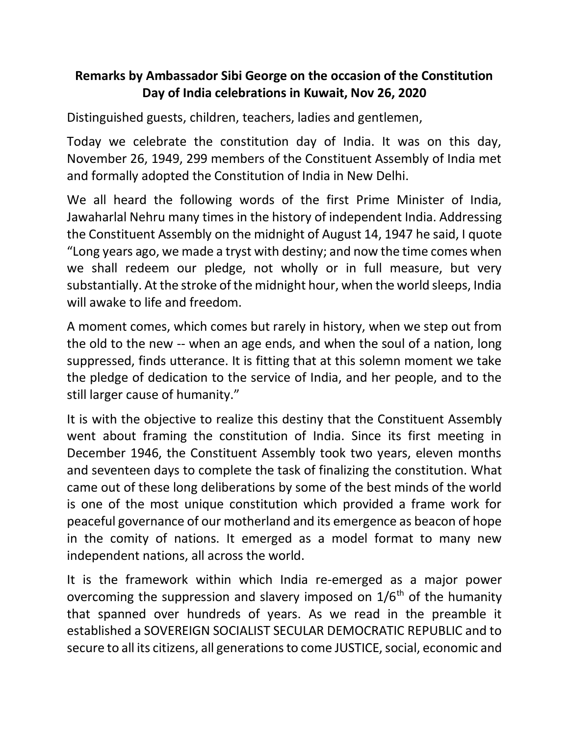**Remarks by Ambassador Sibi George on the occasion of the Constitution Day of India celebrations in Kuwait, Nov 26, 2020**

Distinguished guests, children, teachers, ladies and gentlemen,

Today we celebrate the constitution day of India. It was on this day, November 26, 1949, 299 members of the Constituent Assembly of India met and formally adopted the Constitution of India in New Delhi.

We all heard the following words of the first Prime Minister of India, Jawaharlal Nehru many times in the history of independent India. Addressing the Constituent Assembly on the midnight of August 14, 1947 he said, I quote "Long years ago, we made a tryst with destiny; and now the time comes when we shall redeem our pledge, not wholly or in full measure, but very substantially. At the stroke of the midnight hour, when the world sleeps, India will awake to life and freedom.

A moment comes, which comes but rarely in history, when we step out from the old to the new -- when an age ends, and when the soul of a nation, long suppressed, finds utterance. It is fitting that at this solemn moment we take the pledge of dedication to the service of India, and her people, and to the still larger cause of humanity."

It is with the objective to realize this destiny that the Constituent Assembly went about framing the constitution of India. Since its first meeting in December 1946, the Constituent Assembly took two years, eleven months and seventeen days to complete the task of finalizing the constitution. What came out of these long deliberations by some of the best minds of the world is one of the most unique constitution which provided a frame work for peaceful governance of our motherland and its emergence as beacon of hope in the comity of nations. It emerged as a model format to many new independent nations, all across the world.

It is the framework within which India re-emerged as a major power overcoming the suppression and slavery imposed on $1/6^{th}$ of the humanity that spanned over hundreds of years. As we read in the preamble it established a SOVEREIGN SOCIALIST SECULAR DEMOCRATIC REPUBLIC and to secure to all its citizens, all generations to come JUSTICE, social, economic and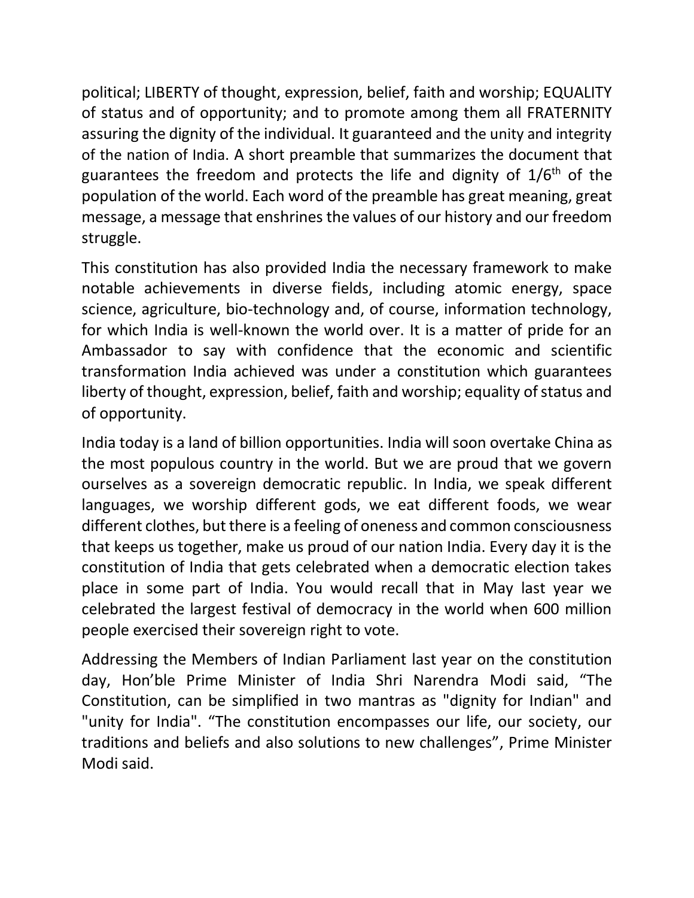political; LIBERTY of thought, expression, belief, faith and worship; EQUALITY of status and of opportunity; and to promote among them all FRATERNITY assuring the dignity of the individual. It guaranteed and the unity and integrity of the nation of India. A short preamble that summarizes the document that guarantees the freedom and protects the life and dignity of $1/6^{th}$ of the population of the world. Each word of the preamble has great meaning, great message, a message that enshrines the values of our history and our freedom struggle.

This constitution has also provided India the necessary framework to make notable achievements in diverse fields, including atomic energy, space science, agriculture, bio-technology and, of course, information technology, for which India is well-known the world over. It is a matter of pride for an Ambassador to say with confidence that the economic and scientific transformation India achieved was under a constitution which guarantees liberty of thought, expression, belief, faith and worship; equality of status and of opportunity.

India today is a land of billion opportunities. India will soon overtake China as the most populous country in the world. But we are proud that we govern ourselves as a sovereign democratic republic. In India, we speak different languages, we worship different gods, we eat different foods, we wear different clothes, but there is a feeling of oneness and common consciousness that keeps us together, make us proud of our nation India. Every day it is the constitution of India that gets celebrated when a democratic election takes place in some part of India. You would recall that in May last year we celebrated the largest festival of democracy in the world when 600 million people exercised their sovereign right to vote.

Addressing the Members of Indian Parliament last year on the constitution day, Hon'ble Prime Minister of India Shri Narendra Modi said, "The Constitution, can be simplified in two mantras as "dignity for Indian" and "unity for India". "The constitution encompasses our life, our society, our traditions and beliefs and also solutions to new challenges", Prime Minister Modi said.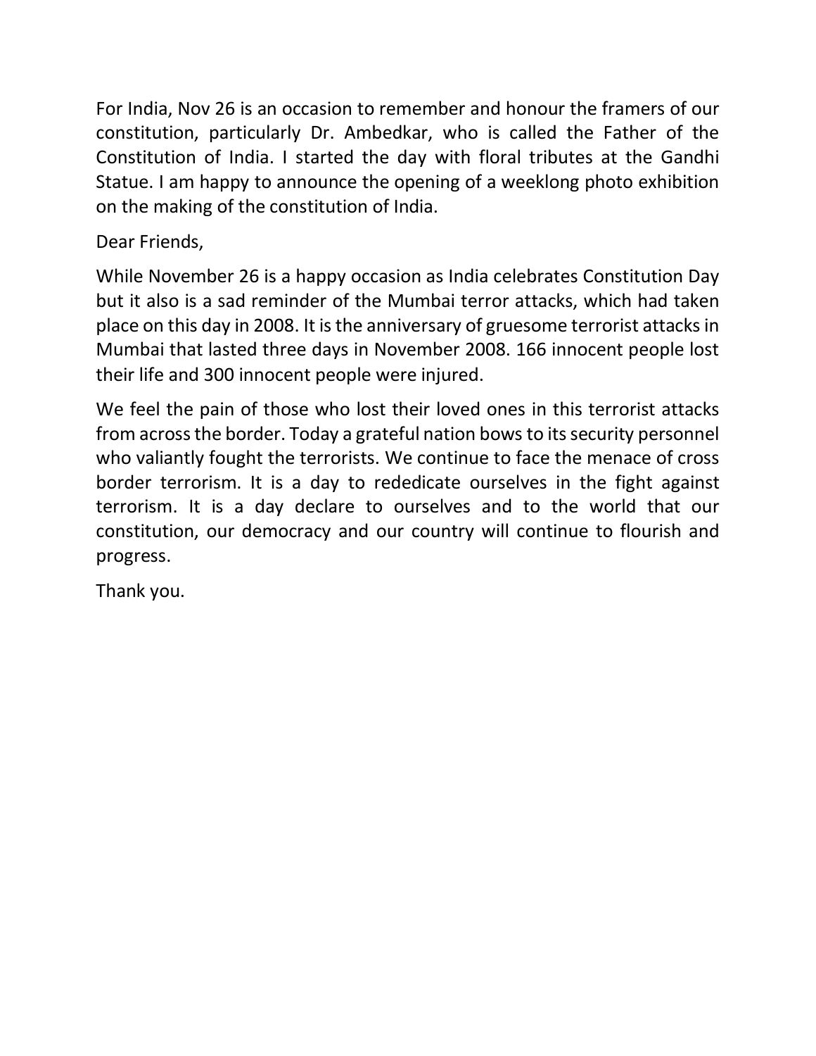For India, Nov 26 is an occasion to remember and honour the framers of our constitution, particularly Dr. Ambedkar, who is called the Father of the Constitution of India. I started the day with floral tributes at the Gandhi Statue. I am happy to announce the opening of a weeklong photo exhibition on the making of the constitution of India.

Dear Friends,

While November 26 is a happy occasion as India celebrates Constitution Day but it also is a sad reminder of the Mumbai terror attacks, which had taken place on this day in 2008. It is the anniversary of gruesome terrorist attacks in Mumbai that lasted three days in November 2008. 166 innocent people lost their life and 300 innocent people were injured.

We feel the pain of those who lost their loved ones in this terrorist attacks from across the border. Today a grateful nation bows to its security personnel who valiantly fought the terrorists. We continue to face the menace of cross border terrorism. It is a day to rededicate ourselves in the fight against terrorism. It is a day declare to ourselves and to the world that our constitution, our democracy and our country will continue to flourish and progress.

Thank you.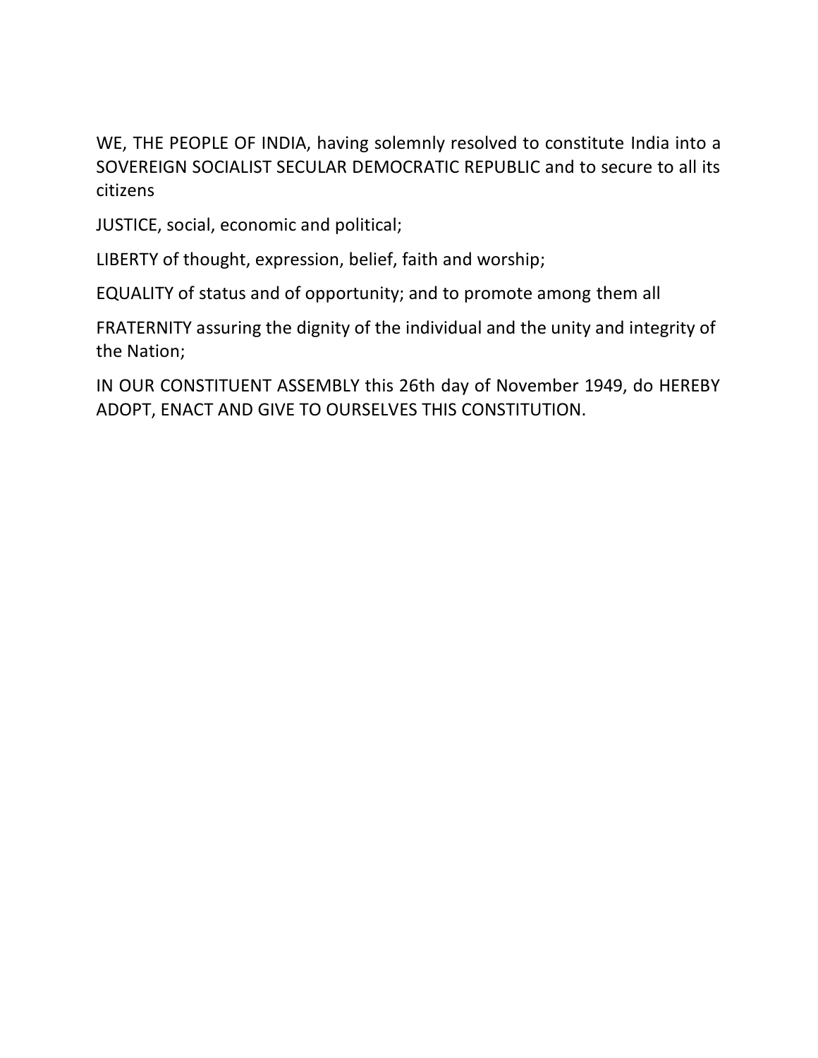WE, THE PEOPLE OF INDIA, having solemnly resolved to constitute India into a SOVEREIGN SOCIALIST SECULAR DEMOCRATIC REPUBLIC and to secure to all its citizens

JUSTICE, social, economic and political;

LIBERTY of thought, expression, belief, faith and worship;

EQUALITY of status and of opportunity; and to promote among them all

FRATERNITY assuring the dignity of the individual and the unity and integrity of the Nation;

IN OUR CONSTITUENT ASSEMBLY this 26th day of November 1949, do HEREBY ADOPT, ENACT AND GIVE TO OURSELVES THIS CONSTITUTION.